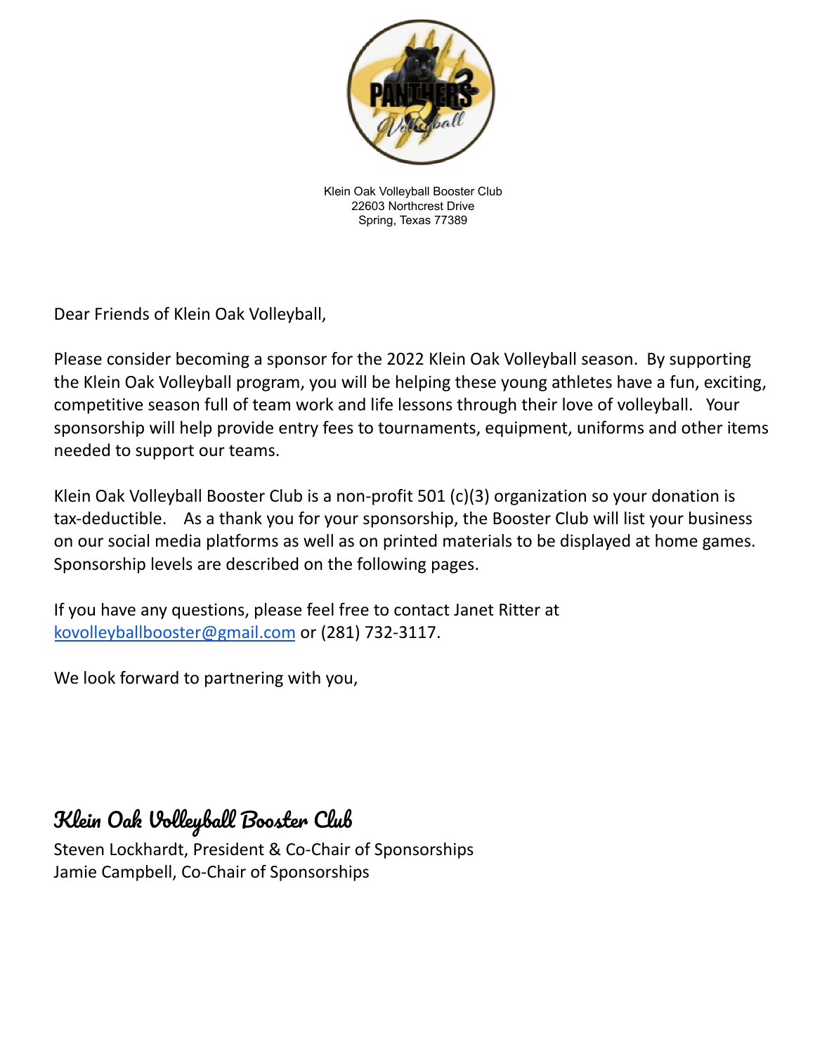Klein Oak Volleyball Booster Club
22603 Northcrest Drive
Spring, Texas 77389

Dear Friends of Klein Oak Volleyball,

Please consider becoming a sponsor for the 2022 Klein Oak Volleyball season. By supporting the Klein Oak Volleyball program, you will be helping these young athletes have a fun, exciting, competitive season full of team work and life lessons through their love of volleyball. Your sponsorship will help provide entry fees to tournaments, equipment, uniforms and other items needed to support our teams.

Klein Oak Volleyball Booster Club is a non-profit 501 (c)(3) organization so your donation is tax-deductible. As a thank you for your sponsorship, the Booster Club will list your business on our social media platforms as well as on printed materials to be displayed at home games. Sponsorship levels are described on the following pages.

If you have any questions, please feel free to contact Janet Ritter at [kovolleyballbooster@gmail.com](mailto:kovolleyballbooster@gmail.com) or (281) 732-3117.

We look forward to partnering with you,

**Klein Oak Volleyball Booster Club**
Steven Lockhardt, President & Co-Chair of Sponsorships
Jamie Campbell, Co-Chair of Sponsorships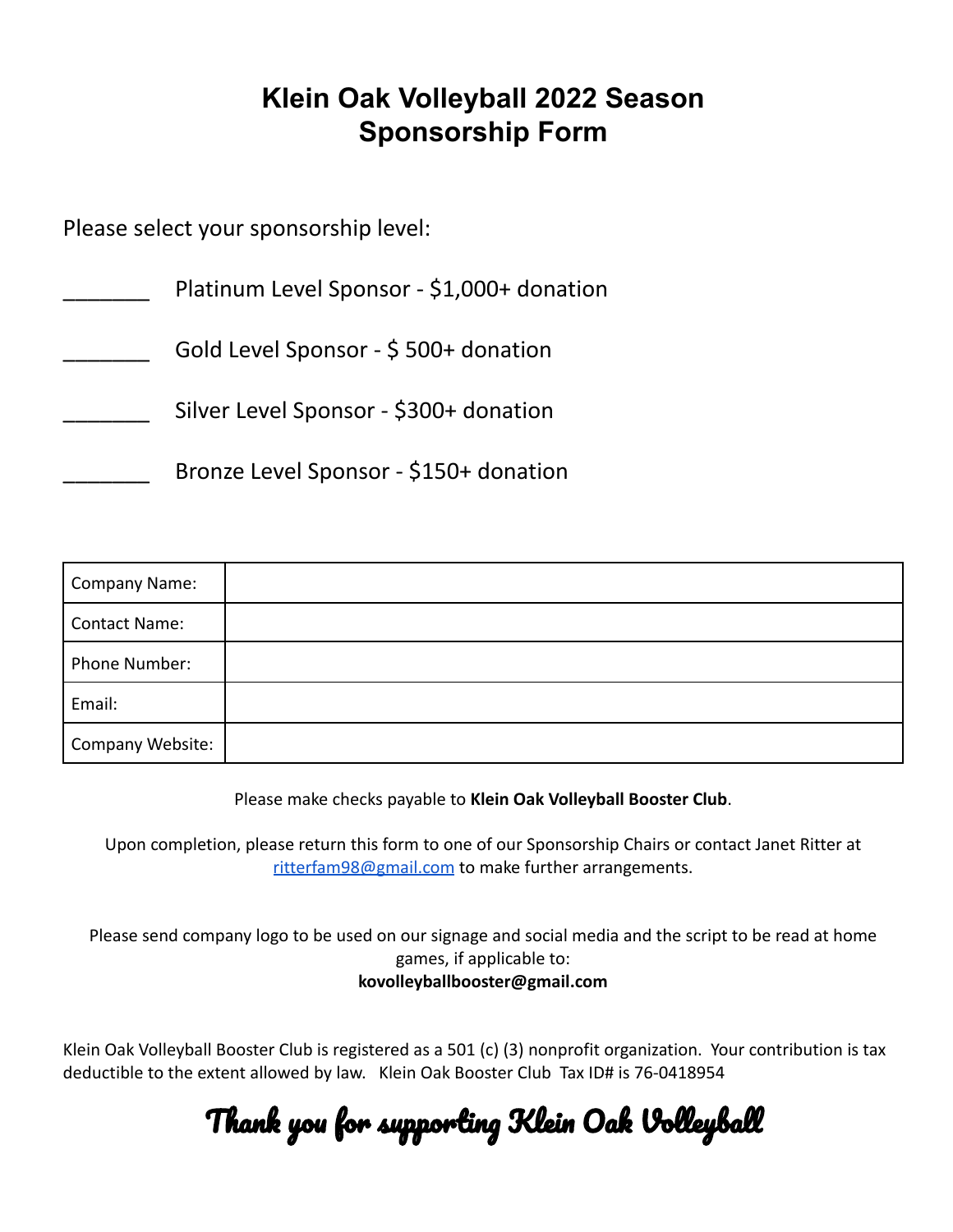# Klein Oak Volleyball 2022 Season Sponsorship Form

Please select your sponsorship level:

_______ Platinum Level Sponsor - $1,000+ donation

_______ Gold Level Sponsor - $ 500+ donation

_______ Silver Level Sponsor - $300+ donation

_______ Bronze Level Sponsor - $150+ donation

| Company Name: | |
|---|---|
| Contact Name: | |
| Phone Number: | |
| Email: | |
| Company Website: | |

Please make checks payable to **Klein Oak Volleyball Booster Club**.

Upon completion, please return this form to one of our Sponsorship Chairs or contact Janet Ritter at ritterfam98@gmail.com to make further arrangements.

Please send company logo to be used on our signage and social media and the script to be read at home games, if applicable to:
**kovolleyballbooster@gmail.com**

Klein Oak Volleyball Booster Club is registered as a 501 (c) (3) nonprofit organization. Your contribution is tax deductible to the extent allowed by law. Klein Oak Booster Club Tax ID# is 76-0418954

**Thank you for supporting Klein Oak Volleyball**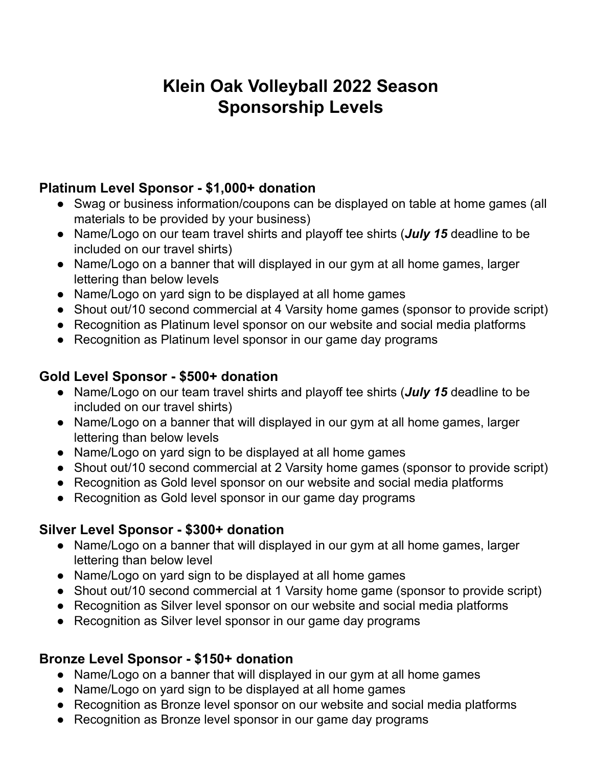# Klein Oak Volleyball 2022 Season
# Sponsorship Levels

### Platinum Level Sponsor - $1,000+ donation

- Swag or business information/coupons can be displayed on table at home games (all materials to be provided by your business)
- Name/Logo on our team travel shirts and playoff tee shirts (***July 15*** deadline to be included on our travel shirts)
- Name/Logo on a banner that will displayed in our gym at all home games, larger lettering than below levels
- Name/Logo on yard sign to be displayed at all home games
- Shout out/10 second commercial at 4 Varsity home games (sponsor to provide script)
- Recognition as Platinum level sponsor on our website and social media platforms
- Recognition as Platinum level sponsor in our game day programs

### Gold Level Sponsor - $500+ donation

- Name/Logo on our team travel shirts and playoff tee shirts (***July 15*** deadline to be included on our travel shirts)
- Name/Logo on a banner that will displayed in our gym at all home games, larger lettering than below levels
- Name/Logo on yard sign to be displayed at all home games
- Shout out/10 second commercial at 2 Varsity home games (sponsor to provide script)
- Recognition as Gold level sponsor on our website and social media platforms
- Recognition as Gold level sponsor in our game day programs

### Silver Level Sponsor - $300+ donation

- Name/Logo on a banner that will displayed in our gym at all home games, larger lettering than below level
- Name/Logo on yard sign to be displayed at all home games
- Shout out/10 second commercial at 1 Varsity home game (sponsor to provide script)
- Recognition as Silver level sponsor on our website and social media platforms
- Recognition as Silver level sponsor in our game day programs

### Bronze Level Sponsor - $150+ donation

- Name/Logo on a banner that will displayed in our gym at all home games
- Name/Logo on yard sign to be displayed at all home games
- Recognition as Bronze level sponsor on our website and social media platforms
- Recognition as Bronze level sponsor in our game day programs